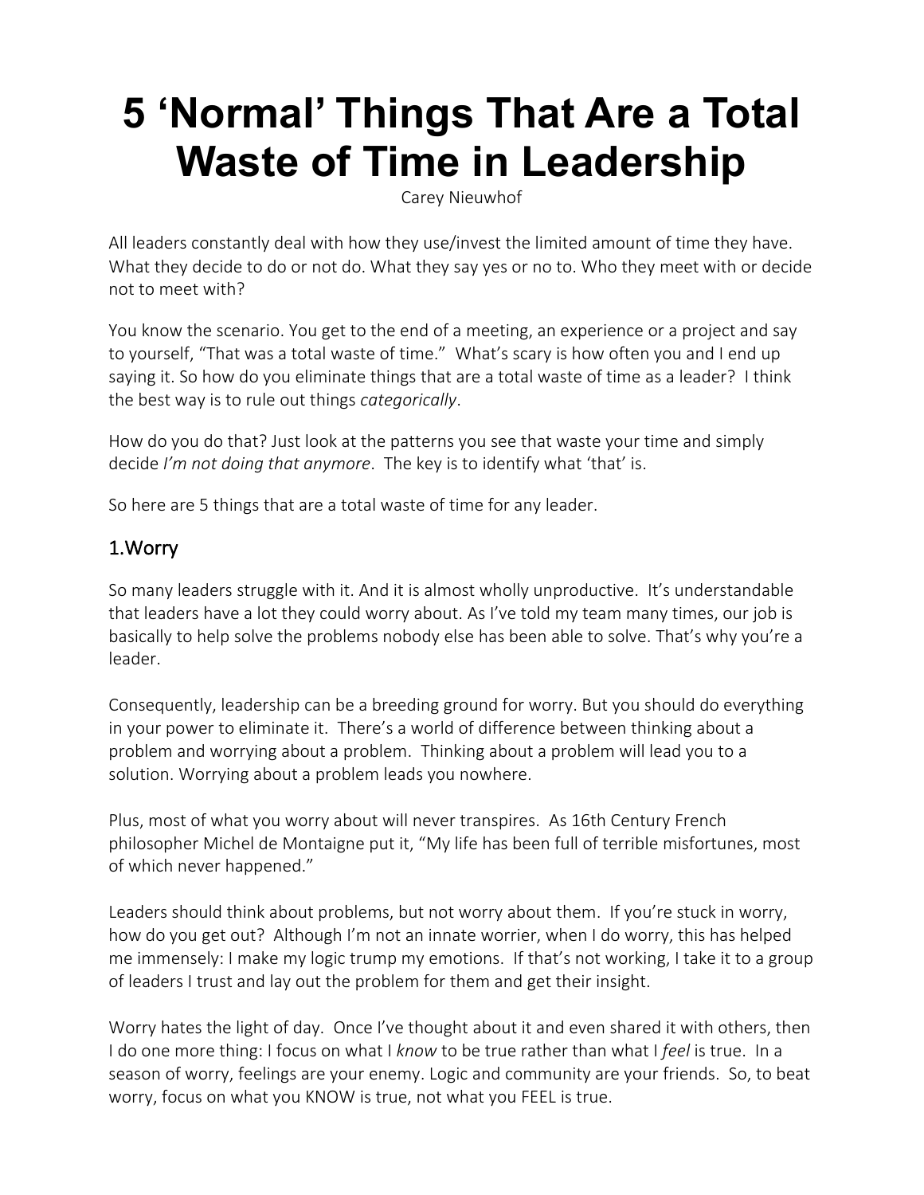# 5 'Normal' Things That Are a Total Waste of Time in Leadership

Carey Nieuwhof

All leaders constantly deal with how they use/invest the limited amount of time they have. What they decide to do or not do. What they say yes or no to. Who they meet with or decide not to meet with?

You know the scenario. You get to the end of a meeting, an experience or a project and say to yourself, "That was a total waste of time." What's scary is how often you and I end up saying it. So how do you eliminate things that are a total waste of time as a leader? I think the best way is to rule out things *categorically*.

How do you do that? Just look at the patterns you see that waste your time and simply decide *I'm not doing that anymore*. The key is to identify what 'that' is.

So here are 5 things that are a total waste of time for any leader.

## 1.Worry

So many leaders struggle with it. And it is almost wholly unproductive. It's understandable that leaders have a lot they could worry about. As I've told my team many times, our job is basically to help solve the problems nobody else has been able to solve. That's why you're a leader.

Consequently, leadership can be a breeding ground for worry. But you should do everything in your power to eliminate it. There's a world of difference between thinking about a problem and worrying about a problem. Thinking about a problem will lead you to a solution. Worrying about a problem leads you nowhere.

Plus, most of what you worry about will never transpires. As 16th Century French philosopher Michel de Montaigne put it, "My life has been full of terrible misfortunes, most of which never happened."

Leaders should think about problems, but not worry about them. If you're stuck in worry, how do you get out? Although I'm not an innate worrier, when I do worry, this has helped me immensely: I make my logic trump my emotions. If that's not working, I take it to a group of leaders I trust and lay out the problem for them and get their insight.

Worry hates the light of day. Once I've thought about it and even shared it with others, then I do one more thing: I focus on what I *know* to be true rather than what I *feel* is true. In a season of worry, feelings are your enemy. Logic and community are your friends. So, to beat worry, focus on what you KNOW is true, not what you FEEL is true.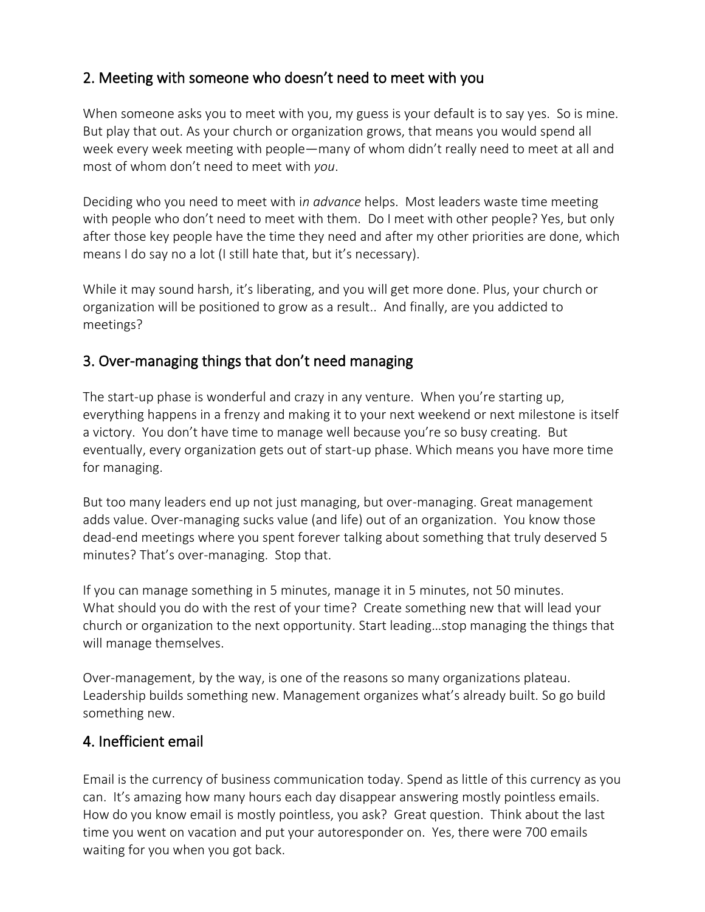## 2. Meeting with someone who doesn't need to meet with you

When someone asks you to meet with you, my guess is your default is to say yes. So is mine. But play that out. As your church or organization grows, that means you would spend all week every week meeting with people—many of whom didn't really need to meet at all and most of whom don't need to meet with *you*.

Deciding who you need to meet with i*n advance* helps. Most leaders waste time meeting with people who don't need to meet with them. Do I meet with other people? Yes, but only after those key people have the time they need and after my other priorities are done, which means I do say no a lot (I still hate that, but it's necessary).

While it may sound harsh, it's liberating, and you will get more done. Plus, your church or organization will be positioned to grow as a result.. And finally, are you addicted to meetings?

## 3. Over-managing things that don't need managing

The start-up phase is wonderful and crazy in any venture. When you're starting up, everything happens in a frenzy and making it to your next weekend or next milestone is itself a victory. You don't have time to manage well because you're so busy creating. But eventually, every organization gets out of start-up phase. Which means you have more time for managing.

But too many leaders end up not just managing, but over-managing. Great management adds value. Over-managing sucks value (and life) out of an organization. You know those dead-end meetings where you spent forever talking about something that truly deserved 5 minutes? That's over-managing. Stop that.

If you can manage something in 5 minutes, manage it in 5 minutes, not 50 minutes. What should you do with the rest of your time? Create something new that will lead your church or organization to the next opportunity. Start leading…stop managing the things that will manage themselves.

Over-management, by the way, is one of the reasons so many organizations plateau. Leadership builds something new. Management organizes what's already built. So go build something new.

## 4. Inefficient email

Email is the currency of business communication today. Spend as little of this currency as you can. It's amazing how many hours each day disappear answering mostly pointless emails. How do you know email is mostly pointless, you ask? Great question. Think about the last time you went on vacation and put your autoresponder on. Yes, there were 700 emails waiting for you when you got back.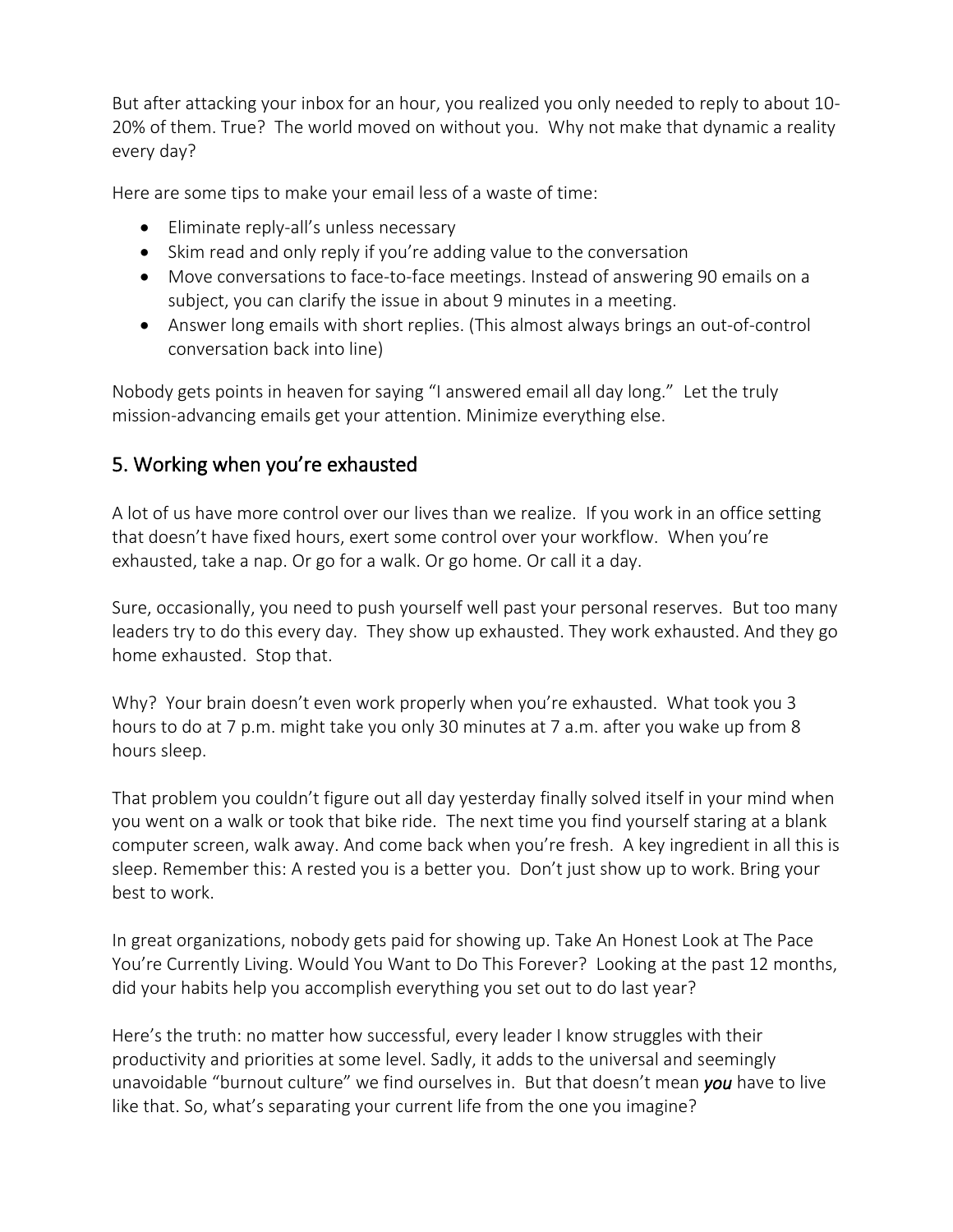But after attacking your inbox for an hour, you realized you only needed to reply to about 10-20% of them. True? The world moved on without you. Why not make that dynamic a reality every day?

Here are some tips to make your email less of a waste of time:

- Eliminate reply-all's unless necessary
- Skim read and only reply if you're adding value to the conversation
- Move conversations to face-to-face meetings. Instead of answering 90 emails on a subject, you can clarify the issue in about 9 minutes in a meeting.
- Answer long emails with short replies. (This almost always brings an out-of-control conversation back into line)

Nobody gets points in heaven for saying "I answered email all day long." Let the truly mission-advancing emails get your attention. Minimize everything else.

## 5. Working when you're exhausted

A lot of us have more control over our lives than we realize. If you work in an office setting that doesn't have fixed hours, exert some control over your workflow. When you're exhausted, take a nap. Or go for a walk. Or go home. Or call it a day.

Sure, occasionally, you need to push yourself well past your personal reserves. But too many leaders try to do this every day. They show up exhausted. They work exhausted. And they go home exhausted. Stop that.

Why? Your brain doesn't even work properly when you're exhausted. What took you 3 hours to do at 7 p.m. might take you only 30 minutes at 7 a.m. after you wake up from 8 hours sleep.

That problem you couldn't figure out all day yesterday finally solved itself in your mind when you went on a walk or took that bike ride. The next time you find yourself staring at a blank computer screen, walk away. And come back when you're fresh. A key ingredient in all this is sleep. Remember this: A rested you is a better you. Don't just show up to work. Bring your best to work.

In great organizations, nobody gets paid for showing up. Take An Honest Look at The Pace You're Currently Living. Would You Want to Do This Forever? Looking at the past 12 months, did your habits help you accomplish everything you set out to do last year?

Here's the truth: no matter how successful, every leader I know struggles with their productivity and priorities at some level. Sadly, it adds to the universal and seemingly unavoidable "burnout culture" we find ourselves in. But that doesn't mean ***you*** have to live like that. So, what's separating your current life from the one you imagine?